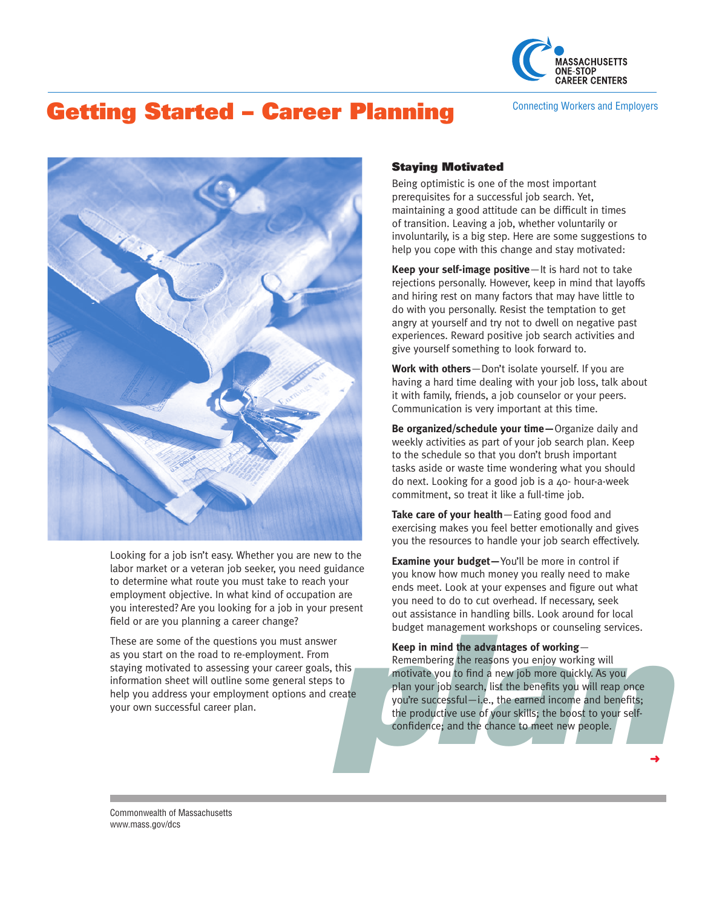# Getting Started – Career Planning

Massachusetts One-Stop Career Centers
Connecting Workers and Employers

Looking for a job isn't easy. Whether you are new to the labor market or a veteran job seeker, you need guidance to determine what route you must take to reach your employment objective. In what kind of occupation are you interested? Are you looking for a job in your present field or are you planning a career change?

These are some of the questions you must answer as you start on the road to re-employment. From staying motivated to assessing your career goals, this information sheet will outline some general steps to help you address your employment options and create your own successful career plan.

## Staying Motivated

Being optimistic is one of the most important prerequisites for a successful job search. Yet, maintaining a good attitude can be difficult in times of transition. Leaving a job, whether voluntarily or involuntarily, is a big step. Here are some suggestions to help you cope with this change and stay motivated:

**Keep your self-image positive**—It is hard not to take rejections personally. However, keep in mind that layoffs and hiring rest on many factors that may have little to do with you personally. Resist the temptation to get angry at yourself and try not to dwell on negative past experiences. Reward positive job search activities and give yourself something to look forward to.

**Work with others**—Don't isolate yourself. If you are having a hard time dealing with your job loss, talk about it with family, friends, a job counselor or your peers. Communication is very important at this time.

**Be organized/schedule your time**—Organize daily and weekly activities as part of your job search plan. Keep to the schedule so that you don't brush important tasks aside or waste time wondering what you should do next. Looking for a good job is a 40- hour-a-week commitment, so treat it like a full-time job.

**Take care of your health**—Eating good food and exercising makes you feel better emotionally and gives you the resources to handle your job search effectively.

**Examine your budget**—You'll be more in control if you know how much money you really need to make ends meet. Look at your expenses and figure out what you need to do to cut overhead. If necessary, seek out assistance in handling bills. Look around for local budget management workshops or counseling services.

**Keep in mind the advantages of working**—Remembering the reasons you enjoy working will motivate you to find a new job more quickly. As you plan your job search, list the benefits you will reap once you're successful—i.e., the earned income and benefits; the productive use of your skills; the boost to your self-confidence; and the chance to meet new people.

Commonwealth of Massachusetts
www.mass.gov/dcs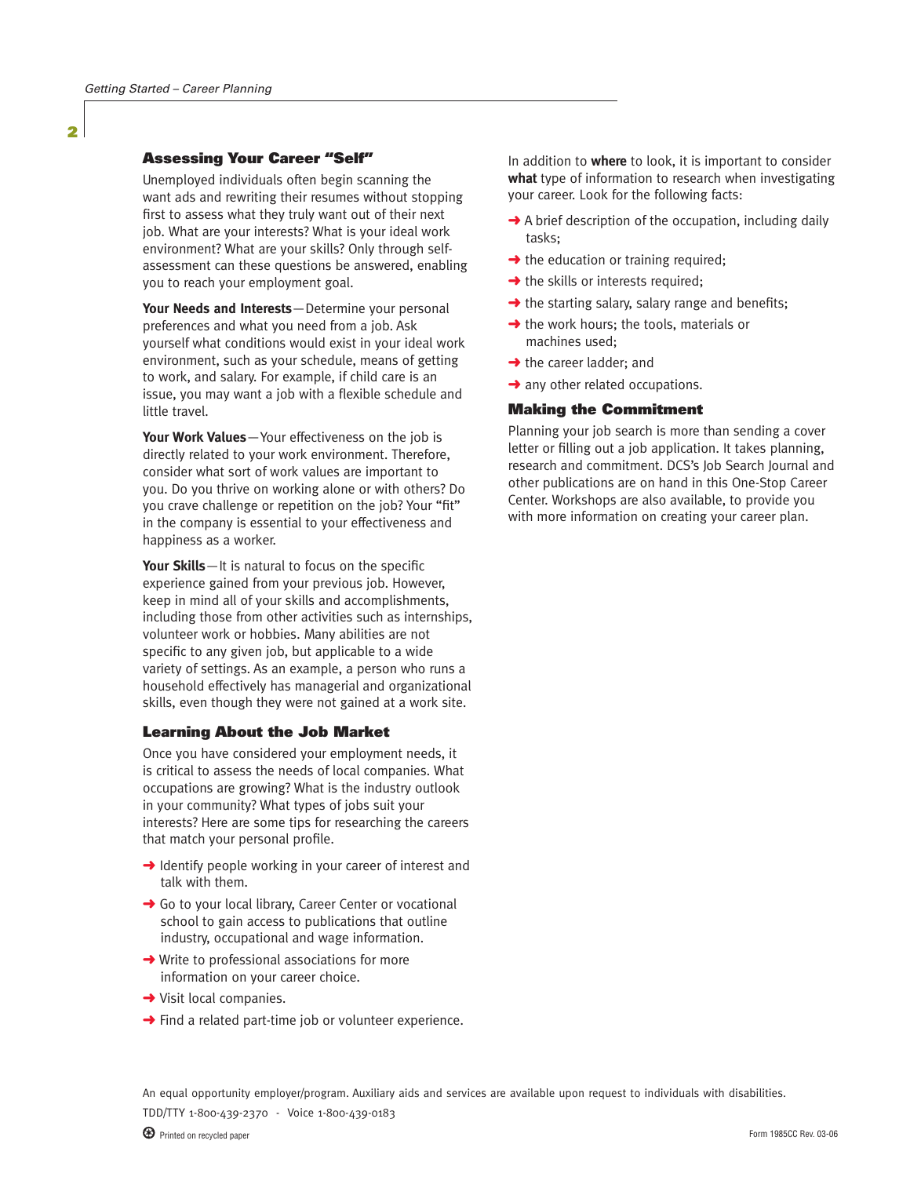## Assessing Your Career "Self"

Unemployed individuals often begin scanning the want ads and rewriting their resumes without stopping first to assess what they truly want out of their next job. What are your interests? What is your ideal work environment? What are your skills? Only through self-assessment can these questions be answered, enabling you to reach your employment goal.

**Your Needs and Interests**—Determine your personal preferences and what you need from a job. Ask yourself what conditions would exist in your ideal work environment, such as your schedule, means of getting to work, and salary. For example, if child care is an issue, you may want a job with a flexible schedule and little travel.

**Your Work Values**—Your effectiveness on the job is directly related to your work environment. Therefore, consider what sort of work values are important to you. Do you thrive on working alone or with others? Do you crave challenge or repetition on the job? Your "fit" in the company is essential to your effectiveness and happiness as a worker.

**Your Skills**—It is natural to focus on the specific experience gained from your previous job. However, keep in mind all of your skills and accomplishments, including those from other activities such as internships, volunteer work or hobbies. Many abilities are not specific to any given job, but applicable to a wide variety of settings. As an example, a person who runs a household effectively has managerial and organizational skills, even though they were not gained at a work site.

## Learning About the Job Market

Once you have considered your employment needs, it is critical to assess the needs of local companies. What occupations are growing? What is the industry outlook in your community? What types of jobs suit your interests? Here are some tips for researching the careers that match your personal profile.

- Identify people working in your career of interest and talk with them.
- Go to your local library, Career Center or vocational school to gain access to publications that outline industry, occupational and wage information.
- Write to professional associations for more information on your career choice.
- Visit local companies.
- Find a related part-time job or volunteer experience.

In addition to **where** to look, it is important to consider **what** type of information to research when investigating your career. Look for the following facts:

- A brief description of the occupation, including daily tasks;
- the education or training required;
- the skills or interests required;
- the starting salary, salary range and benefits;
- the work hours; the tools, materials or machines used;
- the career ladder; and
- any other related occupations.

## Making the Commitment

Planning your job search is more than sending a cover letter or filling out a job application. It takes planning, research and commitment. DCS's Job Search Journal and other publications are on hand in this One-Stop Career Center. Workshops are also available, to provide you with more information on creating your career plan.

An equal opportunity employer/program. Auxiliary aids and services are available upon request to individuals with disabilities.

TDD/TTY 1-800-439-2370 - Voice 1-800-439-0183

Printed on recycled paper

Form 1985CC Rev. 03-06